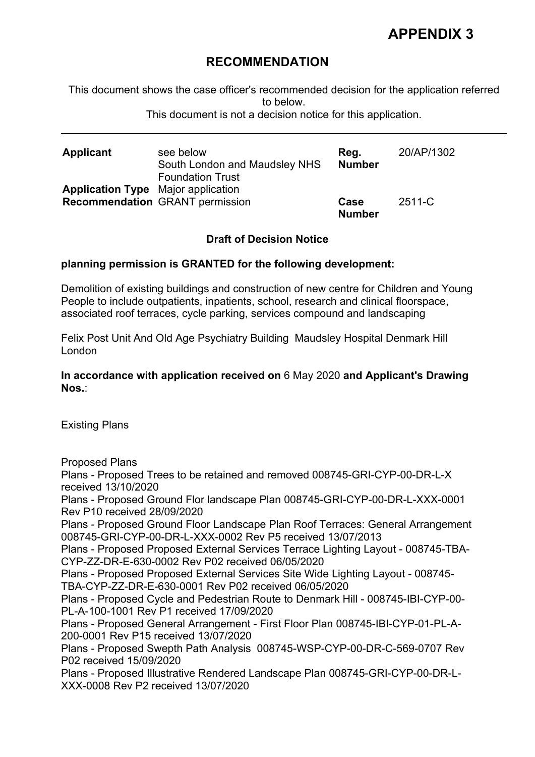# APPENDIX 3

## RECOMMENDATION

This document shows the case officer's recommended decision for the application referred to below.

This document is not a decision notice for this application.

---

| | | | |
|---|---|---|---|
| **Applicant** | see below<br>South London and Maudsley NHS Foundation Trust | **Reg. Number** | 20/AP/1302 |
| **Application Type** | Major application | | |
| **Recommendation** | GRANT permission | **Case Number** | 2511-C |

**Draft of Decision Notice**

**planning permission is GRANTED for the following development:**

Demolition of existing buildings and construction of new centre for Children and Young People to include outpatients, inpatients, school, research and clinical floorspace, associated roof terraces, cycle parking, services compound and landscaping

Felix Post Unit And Old Age Psychiatry Building Maudsley Hospital Denmark Hill London

**In accordance with application received on** 6 May 2020 **and Applicant's Drawing Nos.**:

Existing Plans

Proposed Plans

Plans - Proposed Trees to be retained and removed 008745-GRI-CYP-00-DR-L-X received 13/10/2020

Plans - Proposed Ground Flor landscape Plan 008745-GRI-CYP-00-DR-L-XXX-0001 Rev P10 received 28/09/2020

Plans - Proposed Ground Floor Landscape Plan Roof Terraces: General Arrangement 008745-GRI-CYP-00-DR-L-XXX-0002 Rev P5 received 13/07/2013

Plans - Proposed Proposed External Services Terrace Lighting Layout - 008745-TBA-CYP-ZZ-DR-E-630-0002 Rev P02 received 06/05/2020

Plans - Proposed Proposed External Services Site Wide Lighting Layout - 008745-TBA-CYP-ZZ-DR-E-630-0001 Rev P02 received 06/05/2020

Plans - Proposed Cycle and Pedestrian Route to Denmark Hill - 008745-IBI-CYP-00-PL-A-100-1001 Rev P1 received 17/09/2020

Plans - Proposed General Arrangement - First Floor Plan 008745-IBI-CYP-01-PL-A-200-0001 Rev P15 received 13/07/2020

Plans - Proposed Swepth Path Analysis 008745-WSP-CYP-00-DR-C-569-0707 Rev P02 received 15/09/2020

Plans - Proposed Illustrative Rendered Landscape Plan 008745-GRI-CYP-00-DR-L-XXX-0008 Rev P2 received 13/07/2020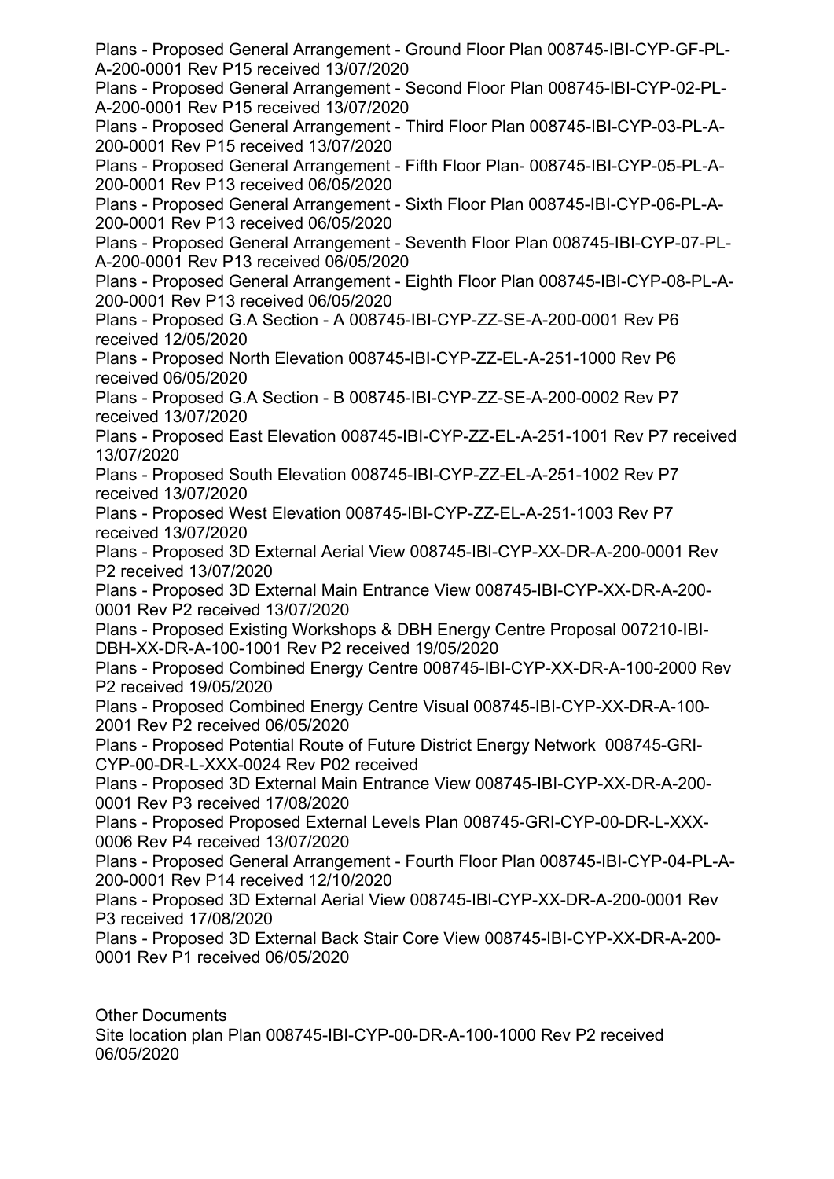Plans - Proposed General Arrangement - Ground Floor Plan 008745-IBI-CYP-GF-PL-A-200-0001 Rev P15 received 13/07/2020
Plans - Proposed General Arrangement - Second Floor Plan 008745-IBI-CYP-02-PL-A-200-0001 Rev P15 received 13/07/2020
Plans - Proposed General Arrangement - Third Floor Plan 008745-IBI-CYP-03-PL-A-200-0001 Rev P15 received 13/07/2020
Plans - Proposed General Arrangement - Fifth Floor Plan- 008745-IBI-CYP-05-PL-A-200-0001 Rev P13 received 06/05/2020
Plans - Proposed General Arrangement - Sixth Floor Plan 008745-IBI-CYP-06-PL-A-200-0001 Rev P13 received 06/05/2020
Plans - Proposed General Arrangement - Seventh Floor Plan 008745-IBI-CYP-07-PL-A-200-0001 Rev P13 received 06/05/2020
Plans - Proposed General Arrangement - Eighth Floor Plan 008745-IBI-CYP-08-PL-A-200-0001 Rev P13 received 06/05/2020
Plans - Proposed G.A Section - A 008745-IBI-CYP-ZZ-SE-A-200-0001 Rev P6 received 12/05/2020
Plans - Proposed North Elevation 008745-IBI-CYP-ZZ-EL-A-251-1000 Rev P6 received 06/05/2020
Plans - Proposed G.A Section - B 008745-IBI-CYP-ZZ-SE-A-200-0002 Rev P7 received 13/07/2020
Plans - Proposed East Elevation 008745-IBI-CYP-ZZ-EL-A-251-1001 Rev P7 received 13/07/2020
Plans - Proposed South Elevation 008745-IBI-CYP-ZZ-EL-A-251-1002 Rev P7 received 13/07/2020
Plans - Proposed West Elevation 008745-IBI-CYP-ZZ-EL-A-251-1003 Rev P7 received 13/07/2020
Plans - Proposed 3D External Aerial View 008745-IBI-CYP-XX-DR-A-200-0001 Rev P2 received 13/07/2020
Plans - Proposed 3D External Main Entrance View 008745-IBI-CYP-XX-DR-A-200-0001 Rev P2 received 13/07/2020
Plans - Proposed Existing Workshops & DBH Energy Centre Proposal 007210-IBI-DBH-XX-DR-A-100-1001 Rev P2 received 19/05/2020
Plans - Proposed Combined Energy Centre 008745-IBI-CYP-XX-DR-A-100-2000 Rev P2 received 19/05/2020
Plans - Proposed Combined Energy Centre Visual 008745-IBI-CYP-XX-DR-A-100-2001 Rev P2 received 06/05/2020
Plans - Proposed Potential Route of Future District Energy Network 008745-GRI-CYP-00-DR-L-XXX-0024 Rev P02 received
Plans - Proposed 3D External Main Entrance View 008745-IBI-CYP-XX-DR-A-200-0001 Rev P3 received 17/08/2020
Plans - Proposed Proposed External Levels Plan 008745-GRI-CYP-00-DR-L-XXX-0006 Rev P4 received 13/07/2020
Plans - Proposed General Arrangement - Fourth Floor Plan 008745-IBI-CYP-04-PL-A-200-0001 Rev P14 received 12/10/2020
Plans - Proposed 3D External Aerial View 008745-IBI-CYP-XX-DR-A-200-0001 Rev P3 received 17/08/2020
Plans - Proposed 3D External Back Stair Core View 008745-IBI-CYP-XX-DR-A-200-0001 Rev P1 received 06/05/2020

Other Documents
Site location plan Plan 008745-IBI-CYP-00-DR-A-100-1000 Rev P2 received 06/05/2020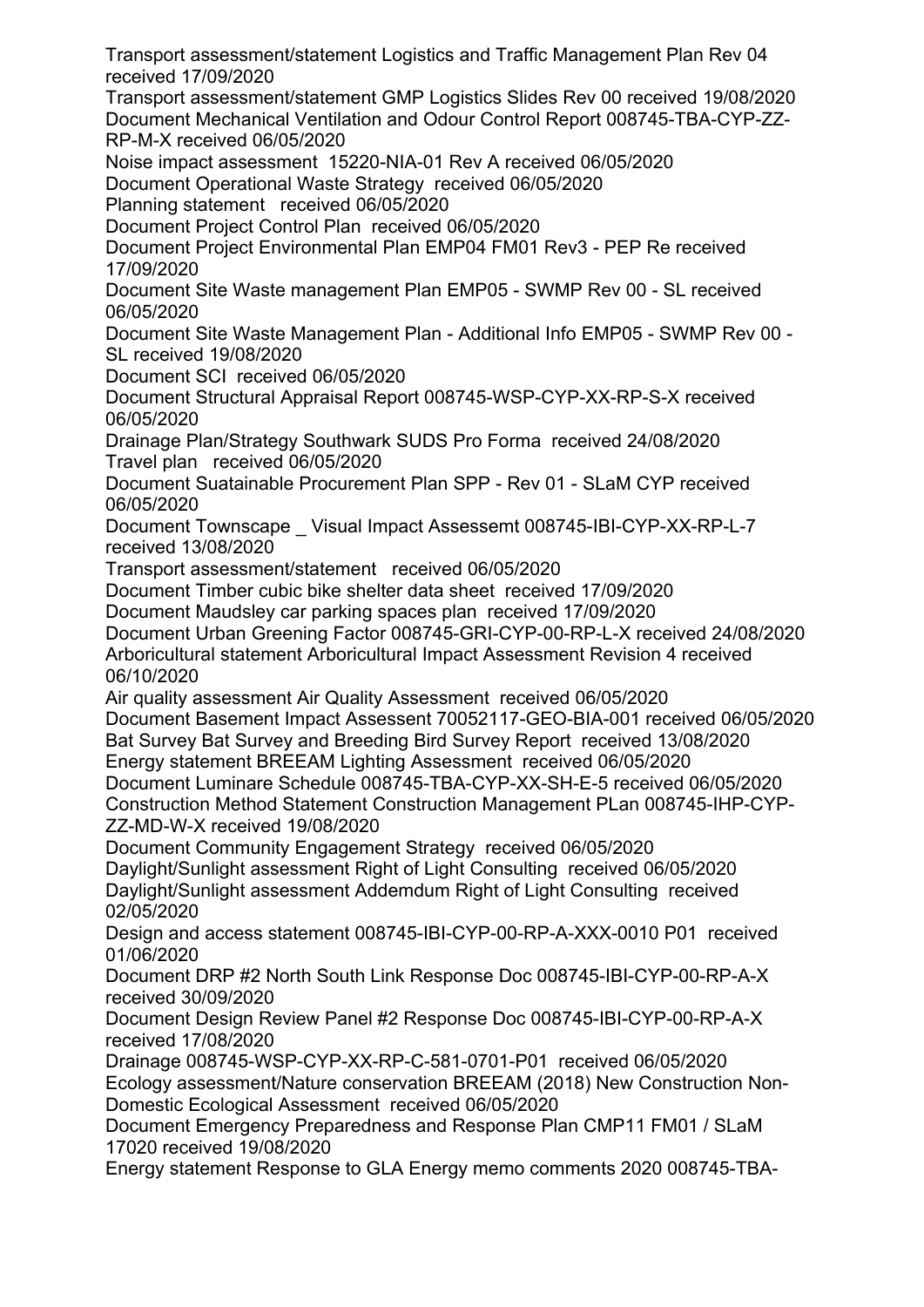Transport assessment/statement Logistics and Traffic Management Plan Rev 04 received 17/09/2020
Transport assessment/statement GMP Logistics Slides Rev 00 received 19/08/2020
Document Mechanical Ventilation and Odour Control Report 008745-TBA-CYP-ZZ-RP-M-X received 06/05/2020
Noise impact assessment 15220-NIA-01 Rev A received 06/05/2020
Document Operational Waste Strategy received 06/05/2020
Planning statement received 06/05/2020
Document Project Control Plan received 06/05/2020
Document Project Environmental Plan EMP04 FM01 Rev3 - PEP Re received 17/09/2020
Document Site Waste management Plan EMP05 - SWMP Rev 00 - SL received 06/05/2020
Document Site Waste Management Plan - Additional Info EMP05 - SWMP Rev 00 - SL received 19/08/2020
Document SCI received 06/05/2020
Document Structural Appraisal Report 008745-WSP-CYP-XX-RP-S-X received 06/05/2020
Drainage Plan/Strategy Southwark SUDS Pro Forma received 24/08/2020
Travel plan received 06/05/2020
Document Suatainable Procurement Plan SPP - Rev 01 - SLaM CYP received 06/05/2020
Document Townscape _ Visual Impact Assessemt 008745-IBI-CYP-XX-RP-L-7 received 13/08/2020
Transport assessment/statement received 06/05/2020
Document Timber cubic bike shelter data sheet received 17/09/2020
Document Maudsley car parking spaces plan received 17/09/2020
Document Urban Greening Factor 008745-GRI-CYP-00-RP-L-X received 24/08/2020
Arboricultural statement Arboricultural Impact Assessment Revision 4 received 06/10/2020
Air quality assessment Air Quality Assessment received 06/05/2020
Document Basement Impact Assessent 70052117-GEO-BIA-001 received 06/05/2020
Bat Survey Bat Survey and Breeding Bird Survey Report received 13/08/2020
Energy statement BREEAM Lighting Assessment received 06/05/2020
Document Luminare Schedule 008745-TBA-CYP-XX-SH-E-5 received 06/05/2020
Construction Method Statement Construction Management PLan 008745-IHP-CYP-ZZ-MD-W-X received 19/08/2020
Document Community Engagement Strategy received 06/05/2020
Daylight/Sunlight assessment Right of Light Consulting received 06/05/2020
Daylight/Sunlight assessment Addemdum Right of Light Consulting received 02/05/2020
Design and access statement 008745-IBI-CYP-00-RP-A-XXX-0010 P01 received 01/06/2020
Document DRP #2 North South Link Response Doc 008745-IBI-CYP-00-RP-A-X received 30/09/2020
Document Design Review Panel #2 Response Doc 008745-IBI-CYP-00-RP-A-X received 17/08/2020
Drainage 008745-WSP-CYP-XX-RP-C-581-0701-P01 received 06/05/2020
Ecology assessment/Nature conservation BREEAM (2018) New Construction Non-Domestic Ecological Assessment received 06/05/2020
Document Emergency Preparedness and Response Plan CMP11 FM01 / SLaM 17020 received 19/08/2020
Energy statement Response to GLA Energy memo comments 2020 008745-TBA-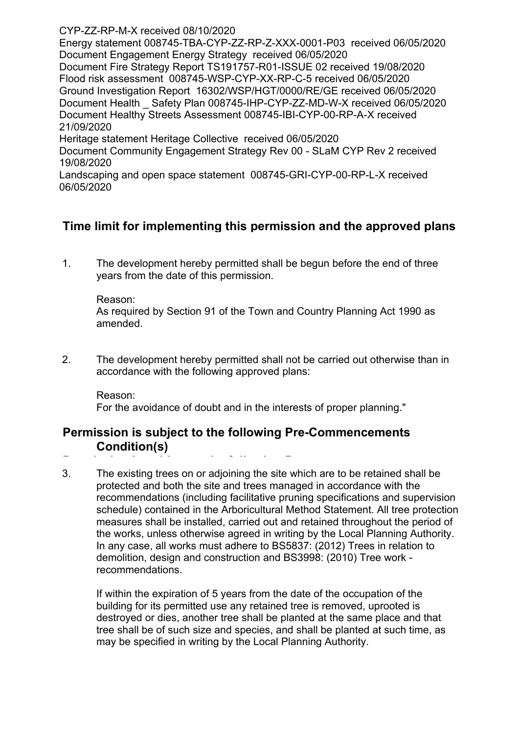CYP-ZZ-RP-M-X received 08/10/2020
Energy statement 008745-TBA-CYP-ZZ-RP-Z-XXX-0001-P03 received 06/05/2020
Document Engagement Energy Strategy received 06/05/2020
Document Fire Strategy Report TS191757-R01-ISSUE 02 received 19/08/2020
Flood risk assessment 008745-WSP-CYP-XX-RP-C-5 received 06/05/2020
Ground Investigation Report 16302/WSP/HGT/0000/RE/GE received 06/05/2020
Document Health _ Safety Plan 008745-IHP-CYP-ZZ-MD-W-X received 06/05/2020
Document Healthy Streets Assessment 008745-IBI-CYP-00-RP-A-X received 21/09/2020
Heritage statement Heritage Collective received 06/05/2020
Document Community Engagement Strategy Rev 00 - SLaM CYP Rev 2 received 19/08/2020
Landscaping and open space statement 008745-GRI-CYP-00-RP-L-X received 06/05/2020

## Time limit for implementing this permission and the approved plans

1. The development hereby permitted shall be begun before the end of three years from the date of this permission.

   Reason:
   As required by Section 91 of the Town and Country Planning Act 1990 as amended.

2. The development hereby permitted shall not be carried out otherwise than in accordance with the following approved plans:

   Reason:
   For the avoidance of doubt and in the interests of proper planning."

## Permission is subject to the following Pre-Commencements Condition(s)

3. The existing trees on or adjoining the site which are to be retained shall be protected and both the site and trees managed in accordance with the recommendations (including facilitative pruning specifications and supervision schedule) contained in the Arboricultural Method Statement. All tree protection measures shall be installed, carried out and retained throughout the period of the works, unless otherwise agreed in writing by the Local Planning Authority. In any case, all works must adhere to BS5837: (2012) Trees in relation to demolition, design and construction and BS3998: (2010) Tree work - recommendations.

   If within the expiration of 5 years from the date of the occupation of the building for its permitted use any retained tree is removed, uprooted is destroyed or dies, another tree shall be planted at the same place and that tree shall be of such size and species, and shall be planted at such time, as may be specified in writing by the Local Planning Authority.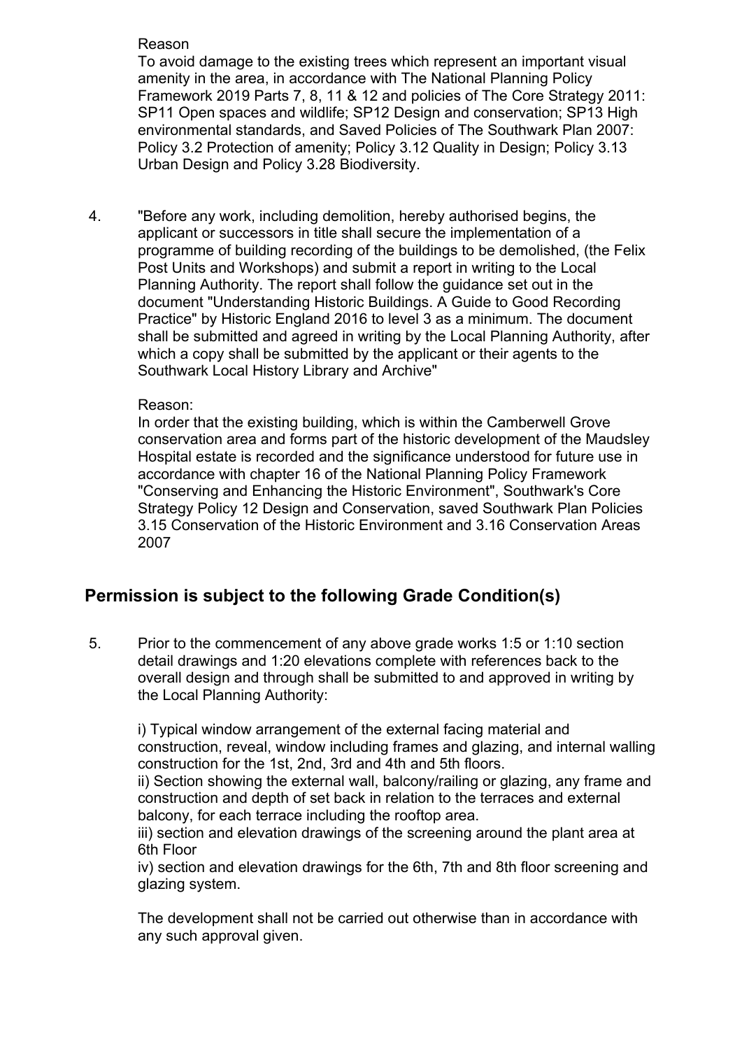Reason

To avoid damage to the existing trees which represent an important visual amenity in the area, in accordance with The National Planning Policy Framework 2019 Parts 7, 8, 11 & 12 and policies of The Core Strategy 2011: SP11 Open spaces and wildlife; SP12 Design and conservation; SP13 High environmental standards, and Saved Policies of The Southwark Plan 2007: Policy 3.2 Protection of amenity; Policy 3.12 Quality in Design; Policy 3.13 Urban Design and Policy 3.28 Biodiversity.

4. "Before any work, including demolition, hereby authorised begins, the applicant or successors in title shall secure the implementation of a programme of building recording of the buildings to be demolished, (the Felix Post Units and Workshops) and submit a report in writing to the Local Planning Authority. The report shall follow the guidance set out in the document "Understanding Historic Buildings. A Guide to Good Recording Practice" by Historic England 2016 to level 3 as a minimum. The document shall be submitted and agreed in writing by the Local Planning Authority, after which a copy shall be submitted by the applicant or their agents to the Southwark Local History Library and Archive"

   Reason:

   In order that the existing building, which is within the Camberwell Grove conservation area and forms part of the historic development of the Maudsley Hospital estate is recorded and the significance understood for future use in accordance with chapter 16 of the National Planning Policy Framework "Conserving and Enhancing the Historic Environment", Southwark's Core Strategy Policy 12 Design and Conservation, saved Southwark Plan Policies 3.15 Conservation of the Historic Environment and 3.16 Conservation Areas 2007

## Permission is subject to the following Grade Condition(s)

5. Prior to the commencement of any above grade works 1:5 or 1:10 section detail drawings and 1:20 elevations complete with references back to the overall design and through shall be submitted to and approved in writing by the Local Planning Authority:

   i) Typical window arrangement of the external facing material and construction, reveal, window including frames and glazing, and internal walling construction for the 1st, 2nd, 3rd and 4th and 5th floors.
   ii) Section showing the external wall, balcony/railing or glazing, any frame and construction and depth of set back in relation to the terraces and external balcony, for each terrace including the rooftop area.
   iii) section and elevation drawings of the screening around the plant area at 6th Floor
   iv) section and elevation drawings for the 6th, 7th and 8th floor screening and glazing system.

   The development shall not be carried out otherwise than in accordance with any such approval given.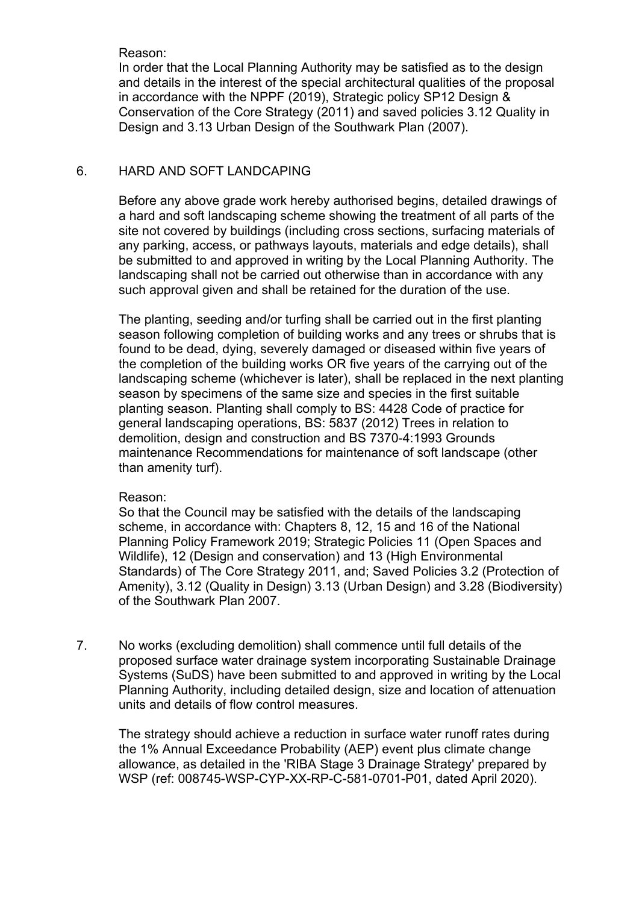Reason:
In order that the Local Planning Authority may be satisfied as to the design and details in the interest of the special architectural qualities of the proposal in accordance with the NPPF (2019), Strategic policy SP12 Design & Conservation of the Core Strategy (2011) and saved policies 3.12 Quality in Design and 3.13 Urban Design of the Southwark Plan (2007).

6. HARD AND SOFT LANDCAPING

Before any above grade work hereby authorised begins, detailed drawings of a hard and soft landscaping scheme showing the treatment of all parts of the site not covered by buildings (including cross sections, surfacing materials of any parking, access, or pathways layouts, materials and edge details), shall be submitted to and approved in writing by the Local Planning Authority. The landscaping shall not be carried out otherwise than in accordance with any such approval given and shall be retained for the duration of the use.

The planting, seeding and/or turfing shall be carried out in the first planting season following completion of building works and any trees or shrubs that is found to be dead, dying, severely damaged or diseased within five years of the completion of the building works OR five years of the carrying out of the landscaping scheme (whichever is later), shall be replaced in the next planting season by specimens of the same size and species in the first suitable planting season. Planting shall comply to BS: 4428 Code of practice for general landscaping operations, BS: 5837 (2012) Trees in relation to demolition, design and construction and BS 7370-4:1993 Grounds maintenance Recommendations for maintenance of soft landscape (other than amenity turf).

Reason:
So that the Council may be satisfied with the details of the landscaping scheme, in accordance with: Chapters 8, 12, 15 and 16 of the National Planning Policy Framework 2019; Strategic Policies 11 (Open Spaces and Wildlife), 12 (Design and conservation) and 13 (High Environmental Standards) of The Core Strategy 2011, and; Saved Policies 3.2 (Protection of Amenity), 3.12 (Quality in Design) 3.13 (Urban Design) and 3.28 (Biodiversity) of the Southwark Plan 2007.

7. No works (excluding demolition) shall commence until full details of the proposed surface water drainage system incorporating Sustainable Drainage Systems (SuDS) have been submitted to and approved in writing by the Local Planning Authority, including detailed design, size and location of attenuation units and details of flow control measures.

The strategy should achieve a reduction in surface water runoff rates during the 1% Annual Exceedance Probability (AEP) event plus climate change allowance, as detailed in the 'RIBA Stage 3 Drainage Strategy' prepared by WSP (ref: 008745-WSP-CYP-XX-RP-C-581-0701-P01, dated April 2020).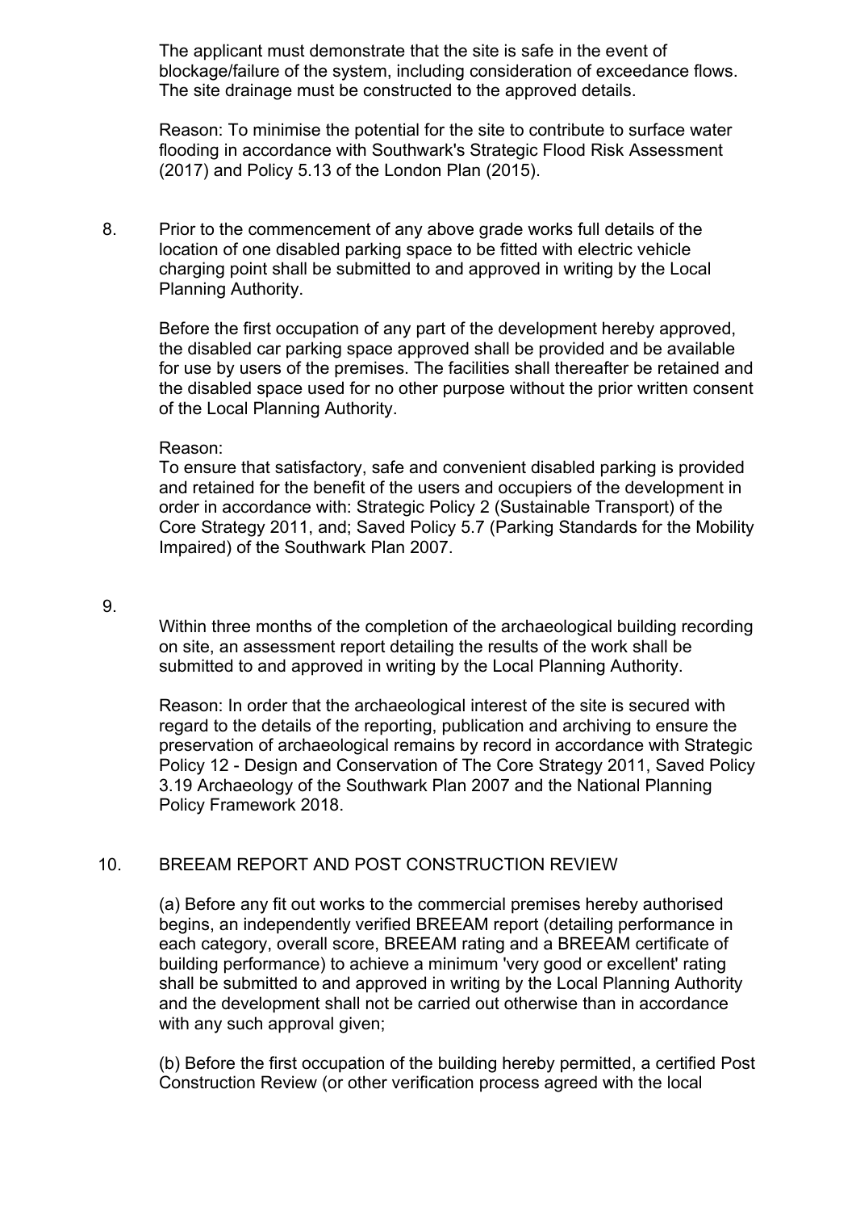The applicant must demonstrate that the site is safe in the event of blockage/failure of the system, including consideration of exceedance flows. The site drainage must be constructed to the approved details.

Reason: To minimise the potential for the site to contribute to surface water flooding in accordance with Southwark's Strategic Flood Risk Assessment (2017) and Policy 5.13 of the London Plan (2015).

8. Prior to the commencement of any above grade works full details of the location of one disabled parking space to be fitted with electric vehicle charging point shall be submitted to and approved in writing by the Local Planning Authority.

   Before the first occupation of any part of the development hereby approved, the disabled car parking space approved shall be provided and be available for use by users of the premises. The facilities shall thereafter be retained and the disabled space used for no other purpose without the prior written consent of the Local Planning Authority.

   Reason:
   To ensure that satisfactory, safe and convenient disabled parking is provided and retained for the benefit of the users and occupiers of the development in order in accordance with: Strategic Policy 2 (Sustainable Transport) of the Core Strategy 2011, and; Saved Policy 5.7 (Parking Standards for the Mobility Impaired) of the Southwark Plan 2007.

9. Within three months of the completion of the archaeological building recording on site, an assessment report detailing the results of the work shall be submitted to and approved in writing by the Local Planning Authority.

   Reason: In order that the archaeological interest of the site is secured with regard to the details of the reporting, publication and archiving to ensure the preservation of archaeological remains by record in accordance with Strategic Policy 12 - Design and Conservation of The Core Strategy 2011, Saved Policy 3.19 Archaeology of the Southwark Plan 2007 and the National Planning Policy Framework 2018.

10. BREEAM REPORT AND POST CONSTRUCTION REVIEW

    (a) Before any fit out works to the commercial premises hereby authorised begins, an independently verified BREEAM report (detailing performance in each category, overall score, BREEAM rating and a BREEAM certificate of building performance) to achieve a minimum 'very good or excellent' rating shall be submitted to and approved in writing by the Local Planning Authority and the development shall not be carried out otherwise than in accordance with any such approval given;

    (b) Before the first occupation of the building hereby permitted, a certified Post Construction Review (or other verification process agreed with the local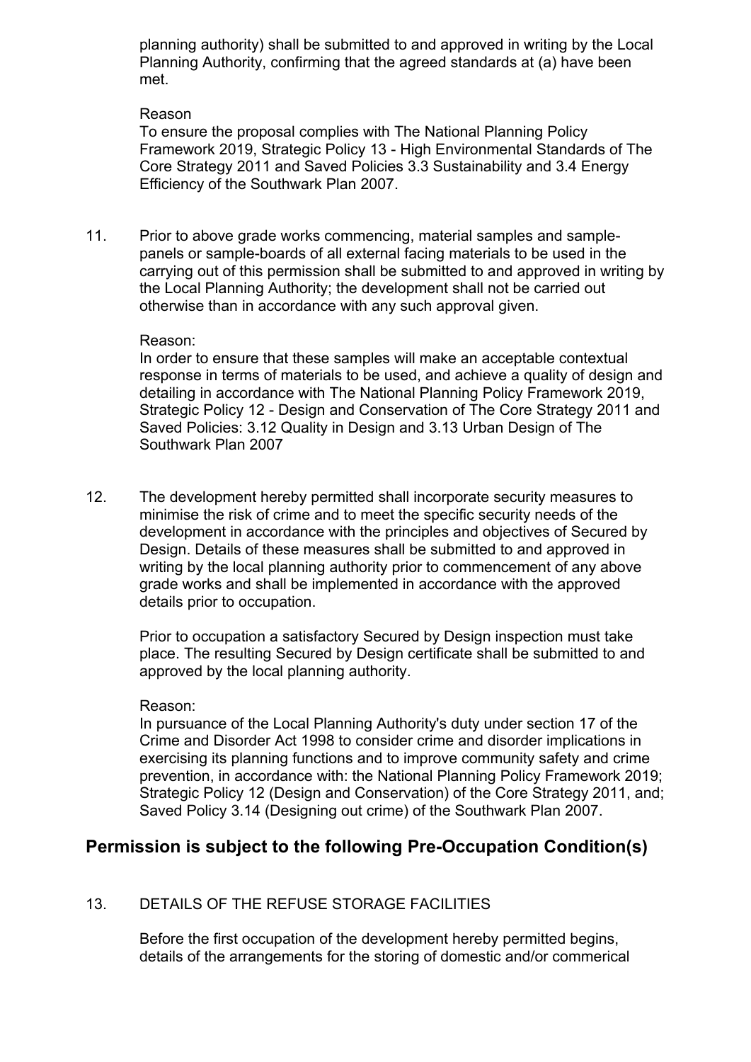planning authority) shall be submitted to and approved in writing by the Local Planning Authority, confirming that the agreed standards at (a) have been met.

Reason

To ensure the proposal complies with The National Planning Policy Framework 2019, Strategic Policy 13 - High Environmental Standards of The Core Strategy 2011 and Saved Policies 3.3 Sustainability and 3.4 Energy Efficiency of the Southwark Plan 2007.

11. Prior to above grade works commencing, material samples and sample-panels or sample-boards of all external facing materials to be used in the carrying out of this permission shall be submitted to and approved in writing by the Local Planning Authority; the development shall not be carried out otherwise than in accordance with any such approval given.

    Reason:

    In order to ensure that these samples will make an acceptable contextual response in terms of materials to be used, and achieve a quality of design and detailing in accordance with The National Planning Policy Framework 2019, Strategic Policy 12 - Design and Conservation of The Core Strategy 2011 and Saved Policies: 3.12 Quality in Design and 3.13 Urban Design of The Southwark Plan 2007

12. The development hereby permitted shall incorporate security measures to minimise the risk of crime and to meet the specific security needs of the development in accordance with the principles and objectives of Secured by Design. Details of these measures shall be submitted to and approved in writing by the local planning authority prior to commencement of any above grade works and shall be implemented in accordance with the approved details prior to occupation.

    Prior to occupation a satisfactory Secured by Design inspection must take place. The resulting Secured by Design certificate shall be submitted to and approved by the local planning authority.

    Reason:

    In pursuance of the Local Planning Authority's duty under section 17 of the Crime and Disorder Act 1998 to consider crime and disorder implications in exercising its planning functions and to improve community safety and crime prevention, in accordance with: the National Planning Policy Framework 2019; Strategic Policy 12 (Design and Conservation) of the Core Strategy 2011, and; Saved Policy 3.14 (Designing out crime) of the Southwark Plan 2007.

## Permission is subject to the following Pre-Occupation Condition(s)

13. DETAILS OF THE REFUSE STORAGE FACILITIES

    Before the first occupation of the development hereby permitted begins, details of the arrangements for the storing of domestic and/or commerical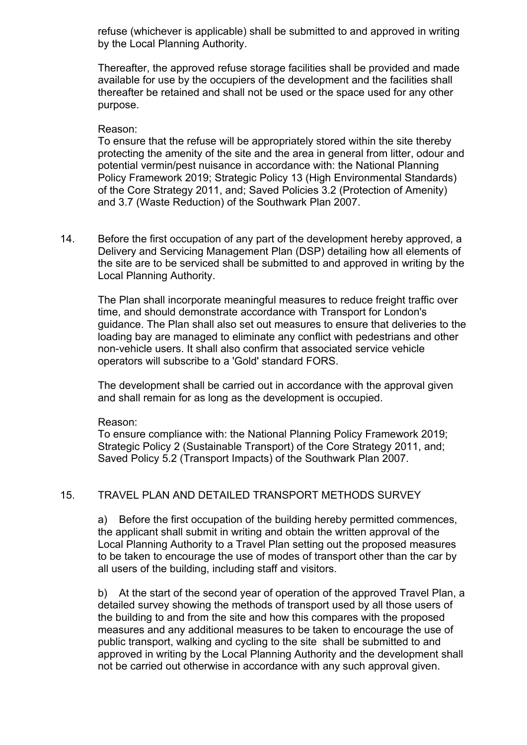refuse (whichever is applicable) shall be submitted to and approved in writing by the Local Planning Authority.

Thereafter, the approved refuse storage facilities shall be provided and made available for use by the occupiers of the development and the facilities shall thereafter be retained and shall not be used or the space used for any other purpose.

Reason:
To ensure that the refuse will be appropriately stored within the site thereby protecting the amenity of the site and the area in general from litter, odour and potential vermin/pest nuisance in accordance with: the National Planning Policy Framework 2019; Strategic Policy 13 (High Environmental Standards) of the Core Strategy 2011, and; Saved Policies 3.2 (Protection of Amenity) and 3.7 (Waste Reduction) of the Southwark Plan 2007.

14. Before the first occupation of any part of the development hereby approved, a Delivery and Servicing Management Plan (DSP) detailing how all elements of the site are to be serviced shall be submitted to and approved in writing by the Local Planning Authority.

The Plan shall incorporate meaningful measures to reduce freight traffic over time, and should demonstrate accordance with Transport for London's guidance. The Plan shall also set out measures to ensure that deliveries to the loading bay are managed to eliminate any conflict with pedestrians and other non-vehicle users. It shall also confirm that associated service vehicle operators will subscribe to a 'Gold' standard FORS.

The development shall be carried out in accordance with the approval given and shall remain for as long as the development is occupied.

Reason:
To ensure compliance with: the National Planning Policy Framework 2019; Strategic Policy 2 (Sustainable Transport) of the Core Strategy 2011, and; Saved Policy 5.2 (Transport Impacts) of the Southwark Plan 2007.

15. TRAVEL PLAN AND DETAILED TRANSPORT METHODS SURVEY

a) Before the first occupation of the building hereby permitted commences, the applicant shall submit in writing and obtain the written approval of the Local Planning Authority to a Travel Plan setting out the proposed measures to be taken to encourage the use of modes of transport other than the car by all users of the building, including staff and visitors.

b) At the start of the second year of operation of the approved Travel Plan, a detailed survey showing the methods of transport used by all those users of the building to and from the site and how this compares with the proposed measures and any additional measures to be taken to encourage the use of public transport, walking and cycling to the site shall be submitted to and approved in writing by the Local Planning Authority and the development shall not be carried out otherwise in accordance with any such approval given.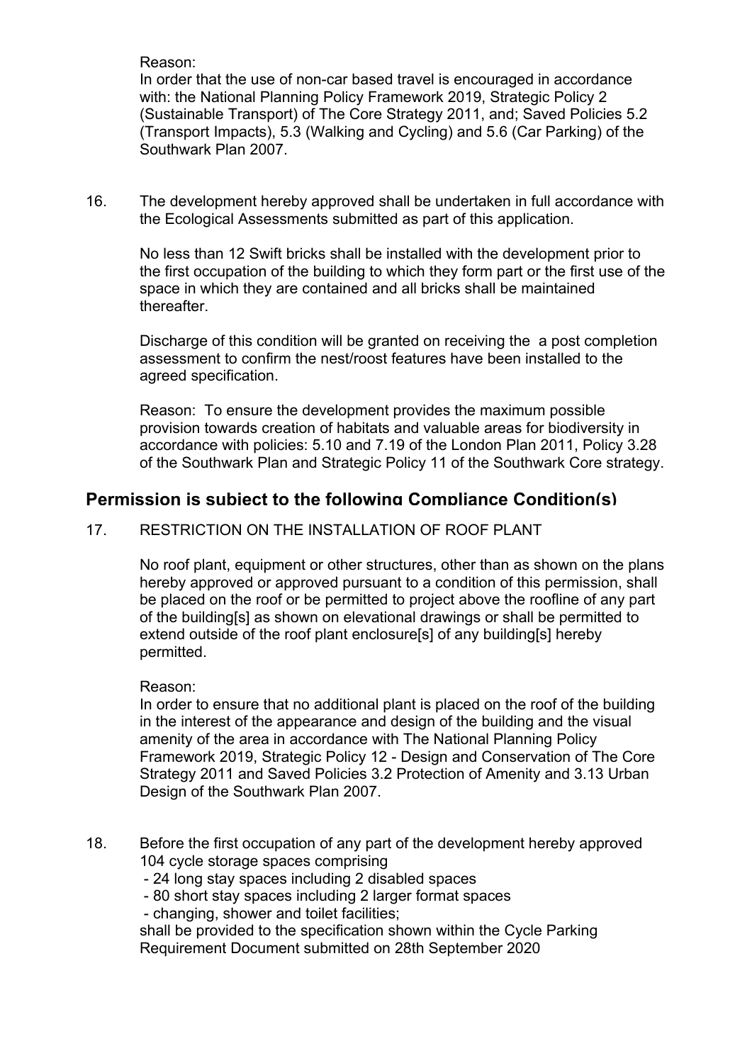Reason:
In order that the use of non-car based travel is encouraged in accordance with: the National Planning Policy Framework 2019, Strategic Policy 2 (Sustainable Transport) of The Core Strategy 2011, and; Saved Policies 5.2 (Transport Impacts), 5.3 (Walking and Cycling) and 5.6 (Car Parking) of the Southwark Plan 2007.

16. The development hereby approved shall be undertaken in full accordance with the Ecological Assessments submitted as part of this application.

    No less than 12 Swift bricks shall be installed with the development prior to the first occupation of the building to which they form part or the first use of the space in which they are contained and all bricks shall be maintained thereafter.

    Discharge of this condition will be granted on receiving the a post completion assessment to confirm the nest/roost features have been installed to the agreed specification.

    Reason: To ensure the development provides the maximum possible provision towards creation of habitats and valuable areas for biodiversity in accordance with policies: 5.10 and 7.19 of the London Plan 2011, Policy 3.28 of the Southwark Plan and Strategic Policy 11 of the Southwark Core strategy.

## Permission is subject to the following Compliance Condition(s)

17. RESTRICTION ON THE INSTALLATION OF ROOF PLANT

    No roof plant, equipment or other structures, other than as shown on the plans hereby approved or approved pursuant to a condition of this permission, shall be placed on the roof or be permitted to project above the roofline of any part of the building[s] as shown on elevational drawings or shall be permitted to extend outside of the roof plant enclosure[s] of any building[s] hereby permitted.

    Reason:
    In order to ensure that no additional plant is placed on the roof of the building in the interest of the appearance and design of the building and the visual amenity of the area in accordance with The National Planning Policy Framework 2019, Strategic Policy 12 - Design and Conservation of The Core Strategy 2011 and Saved Policies 3.2 Protection of Amenity and 3.13 Urban Design of the Southwark Plan 2007.

18. Before the first occupation of any part of the development hereby approved 104 cycle storage spaces comprising
    - 24 long stay spaces including 2 disabled spaces
    - 80 short stay spaces including 2 larger format spaces
    - changing, shower and toilet facilities;

    shall be provided to the specification shown within the Cycle Parking Requirement Document submitted on 28th September 2020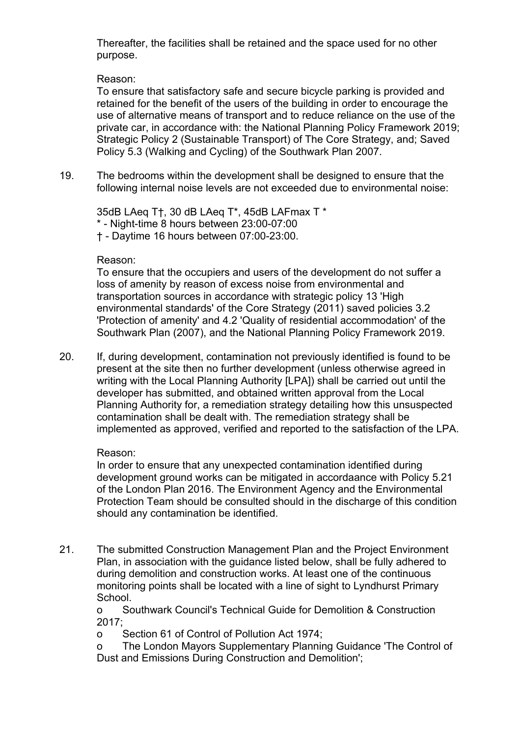Thereafter, the facilities shall be retained and the space used for no other purpose.

Reason:
To ensure that satisfactory safe and secure bicycle parking is provided and retained for the benefit of the users of the building in order to encourage the use of alternative means of transport and to reduce reliance on the use of the private car, in accordance with: the National Planning Policy Framework 2019; Strategic Policy 2 (Sustainable Transport) of The Core Strategy, and; Saved Policy 5.3 (Walking and Cycling) of the Southwark Plan 2007.

19. The bedrooms within the development shall be designed to ensure that the following internal noise levels are not exceeded due to environmental noise:

    35dB LAeq T†, 30 dB LAeq T*, 45dB LAFmax T *
    * - Night-time 8 hours between 23:00-07:00
    † - Daytime 16 hours between 07:00-23:00.

    Reason:
    To ensure that the occupiers and users of the development do not suffer a loss of amenity by reason of excess noise from environmental and transportation sources in accordance with strategic policy 13 'High environmental standards' of the Core Strategy (2011) saved policies 3.2 'Protection of amenity' and 4.2 'Quality of residential accommodation' of the Southwark Plan (2007), and the National Planning Policy Framework 2019.

20. If, during development, contamination not previously identified is found to be present at the site then no further development (unless otherwise agreed in writing with the Local Planning Authority [LPA]) shall be carried out until the developer has submitted, and obtained written approval from the Local Planning Authority for, a remediation strategy detailing how this unsuspected contamination shall be dealt with. The remediation strategy shall be implemented as approved, verified and reported to the satisfaction of the LPA.

    Reason:
    In order to ensure that any unexpected contamination identified during development ground works can be mitigated in accordaance with Policy 5.21 of the London Plan 2016. The Environment Agency and the Environmental Protection Team should be consulted should in the discharge of this condition should any contamination be identified.

21. The submitted Construction Management Plan and the Project Environment Plan, in association with the guidance listed below, shall be fully adhered to during demolition and construction works. At least one of the continuous monitoring points shall be located with a line of sight to Lyndhurst Primary School.

    o Southwark Council's Technical Guide for Demolition & Construction 2017;
    o Section 61 of Control of Pollution Act 1974;
    o The London Mayors Supplementary Planning Guidance 'The Control of Dust and Emissions During Construction and Demolition';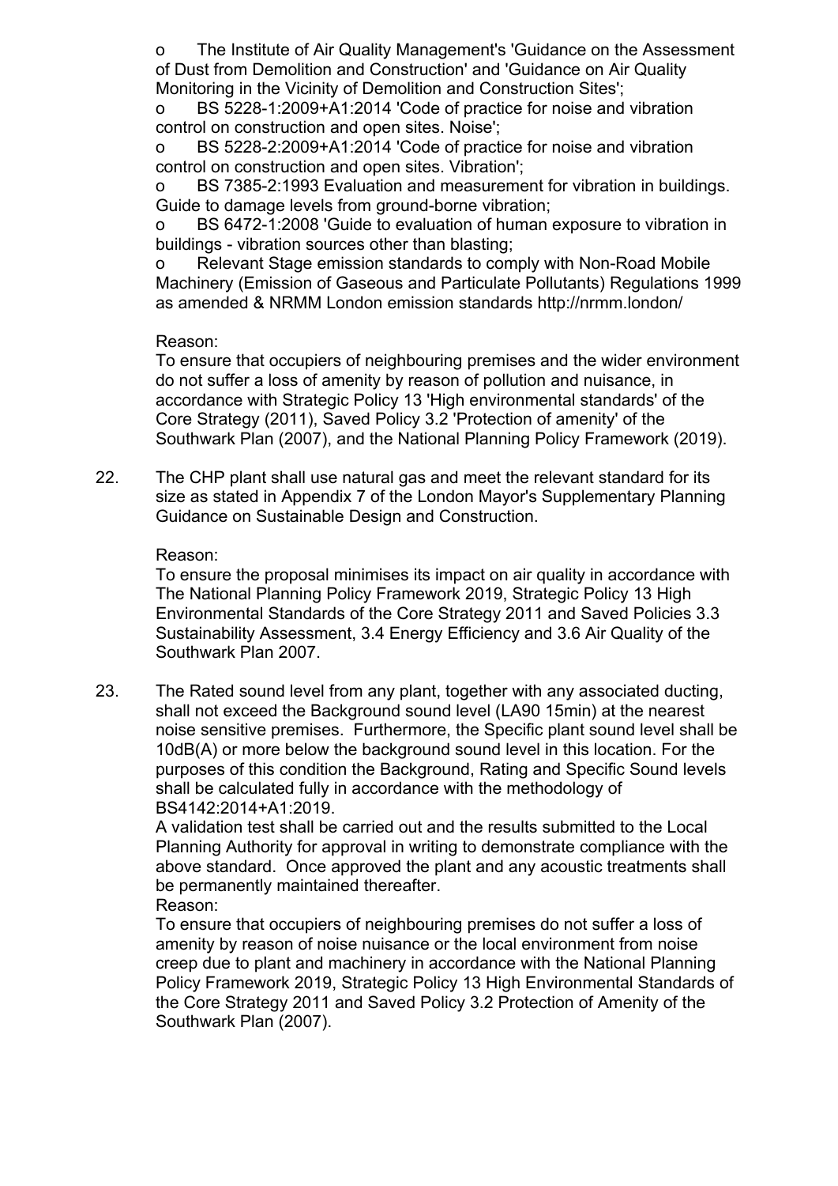- The Institute of Air Quality Management's 'Guidance on the Assessment of Dust from Demolition and Construction' and 'Guidance on Air Quality Monitoring in the Vicinity of Demolition and Construction Sites';
- BS 5228-1:2009+A1:2014 'Code of practice for noise and vibration control on construction and open sites. Noise';
- BS 5228-2:2009+A1:2014 'Code of practice for noise and vibration control on construction and open sites. Vibration';
- BS 7385-2:1993 Evaluation and measurement for vibration in buildings. Guide to damage levels from ground-borne vibration;
- BS 6472-1:2008 'Guide to evaluation of human exposure to vibration in buildings - vibration sources other than blasting;
- Relevant Stage emission standards to comply with Non-Road Mobile Machinery (Emission of Gaseous and Particulate Pollutants) Regulations 1999 as amended & NRMM London emission standards http://nrmm.london/

Reason:
To ensure that occupiers of neighbouring premises and the wider environment do not suffer a loss of amenity by reason of pollution and nuisance, in accordance with Strategic Policy 13 'High environmental standards' of the Core Strategy (2011), Saved Policy 3.2 'Protection of amenity' of the Southwark Plan (2007), and the National Planning Policy Framework (2019).

22. The CHP plant shall use natural gas and meet the relevant standard for its size as stated in Appendix 7 of the London Mayor's Supplementary Planning Guidance on Sustainable Design and Construction.

    Reason:
    To ensure the proposal minimises its impact on air quality in accordance with The National Planning Policy Framework 2019, Strategic Policy 13 High Environmental Standards of the Core Strategy 2011 and Saved Policies 3.3 Sustainability Assessment, 3.4 Energy Efficiency and 3.6 Air Quality of the Southwark Plan 2007.

23. The Rated sound level from any plant, together with any associated ducting, shall not exceed the Background sound level (LA90 15min) at the nearest noise sensitive premises. Furthermore, the Specific plant sound level shall be 10dB(A) or more below the background sound level in this location. For the purposes of this condition the Background, Rating and Specific Sound levels shall be calculated fully in accordance with the methodology of BS4142:2014+A1:2019.
    A validation test shall be carried out and the results submitted to the Local Planning Authority for approval in writing to demonstrate compliance with the above standard. Once approved the plant and any acoustic treatments shall be permanently maintained thereafter.
    Reason:
    To ensure that occupiers of neighbouring premises do not suffer a loss of amenity by reason of noise nuisance or the local environment from noise creep due to plant and machinery in accordance with the National Planning Policy Framework 2019, Strategic Policy 13 High Environmental Standards of the Core Strategy 2011 and Saved Policy 3.2 Protection of Amenity of the Southwark Plan (2007).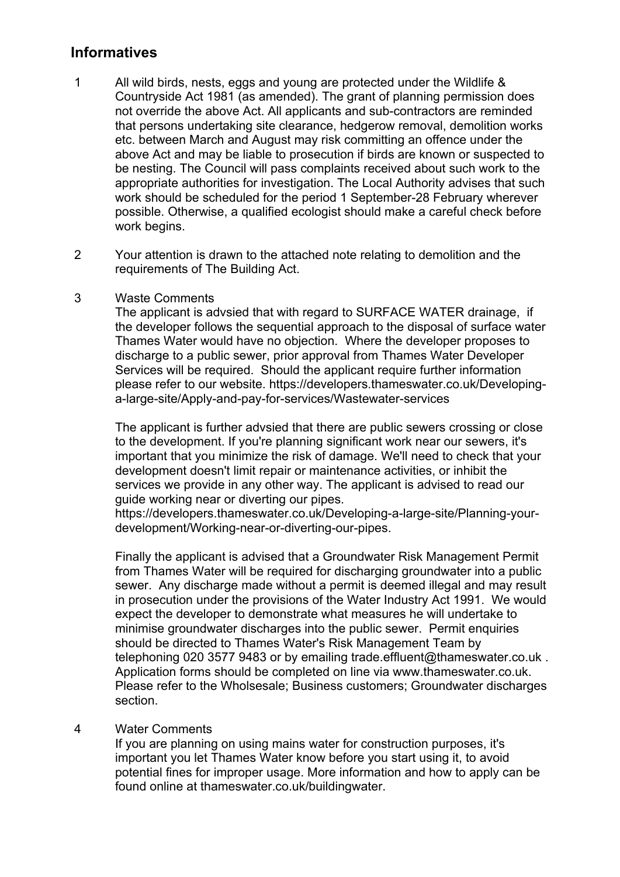## Informatives

1. All wild birds, nests, eggs and young are protected under the Wildlife & Countryside Act 1981 (as amended). The grant of planning permission does not override the above Act. All applicants and sub-contractors are reminded that persons undertaking site clearance, hedgerow removal, demolition works etc. between March and August may risk committing an offence under the above Act and may be liable to prosecution if birds are known or suspected to be nesting. The Council will pass complaints received about such work to the appropriate authorities for investigation. The Local Authority advises that such work should be scheduled for the period 1 September-28 February wherever possible. Otherwise, a qualified ecologist should make a careful check before work begins.

2. Your attention is drawn to the attached note relating to demolition and the requirements of The Building Act.

3. Waste Comments
   The applicant is advsied that with regard to SURFACE WATER drainage, if the developer follows the sequential approach to the disposal of surface water Thames Water would have no objection. Where the developer proposes to discharge to a public sewer, prior approval from Thames Water Developer Services will be required. Should the applicant require further information please refer to our website. https://developers.thameswater.co.uk/Developing-a-large-site/Apply-and-pay-for-services/Wastewater-services

   The applicant is further advsied that there are public sewers crossing or close to the development. If you're planning significant work near our sewers, it's important that you minimize the risk of damage. We'll need to check that your development doesn't limit repair or maintenance activities, or inhibit the services we provide in any other way. The applicant is advised to read our guide working near or diverting our pipes. https://developers.thameswater.co.uk/Developing-a-large-site/Planning-your-development/Working-near-or-diverting-our-pipes.

   Finally the applicant is advised that a Groundwater Risk Management Permit from Thames Water will be required for discharging groundwater into a public sewer. Any discharge made without a permit is deemed illegal and may result in prosecution under the provisions of the Water Industry Act 1991. We would expect the developer to demonstrate what measures he will undertake to minimise groundwater discharges into the public sewer. Permit enquiries should be directed to Thames Water's Risk Management Team by telephoning 020 3577 9483 or by emailing trade.effluent@thameswater.co.uk . Application forms should be completed on line via www.thameswater.co.uk. Please refer to the Wholsesale; Business customers; Groundwater discharges section.

4. Water Comments
   If you are planning on using mains water for construction purposes, it's important you let Thames Water know before you start using it, to avoid potential fines for improper usage. More information and how to apply can be found online at thameswater.co.uk/buildingwater.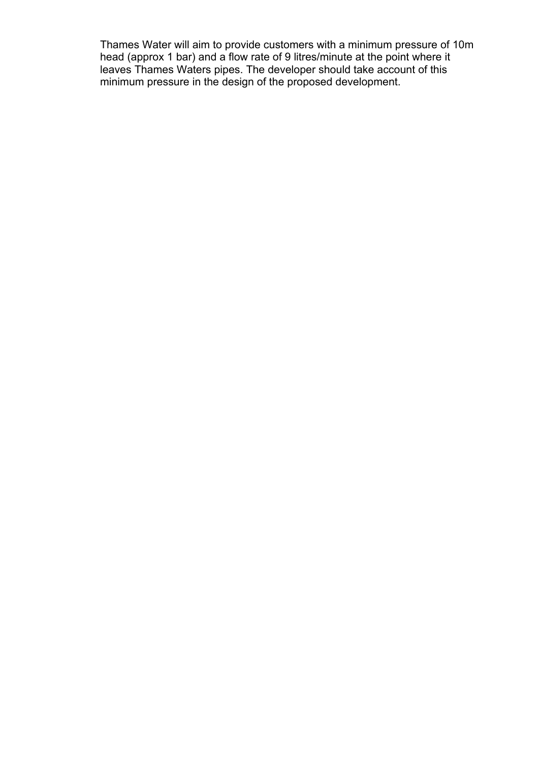Thames Water will aim to provide customers with a minimum pressure of 10m head (approx 1 bar) and a flow rate of 9 litres/minute at the point where it leaves Thames Waters pipes. The developer should take account of this minimum pressure in the design of the proposed development.